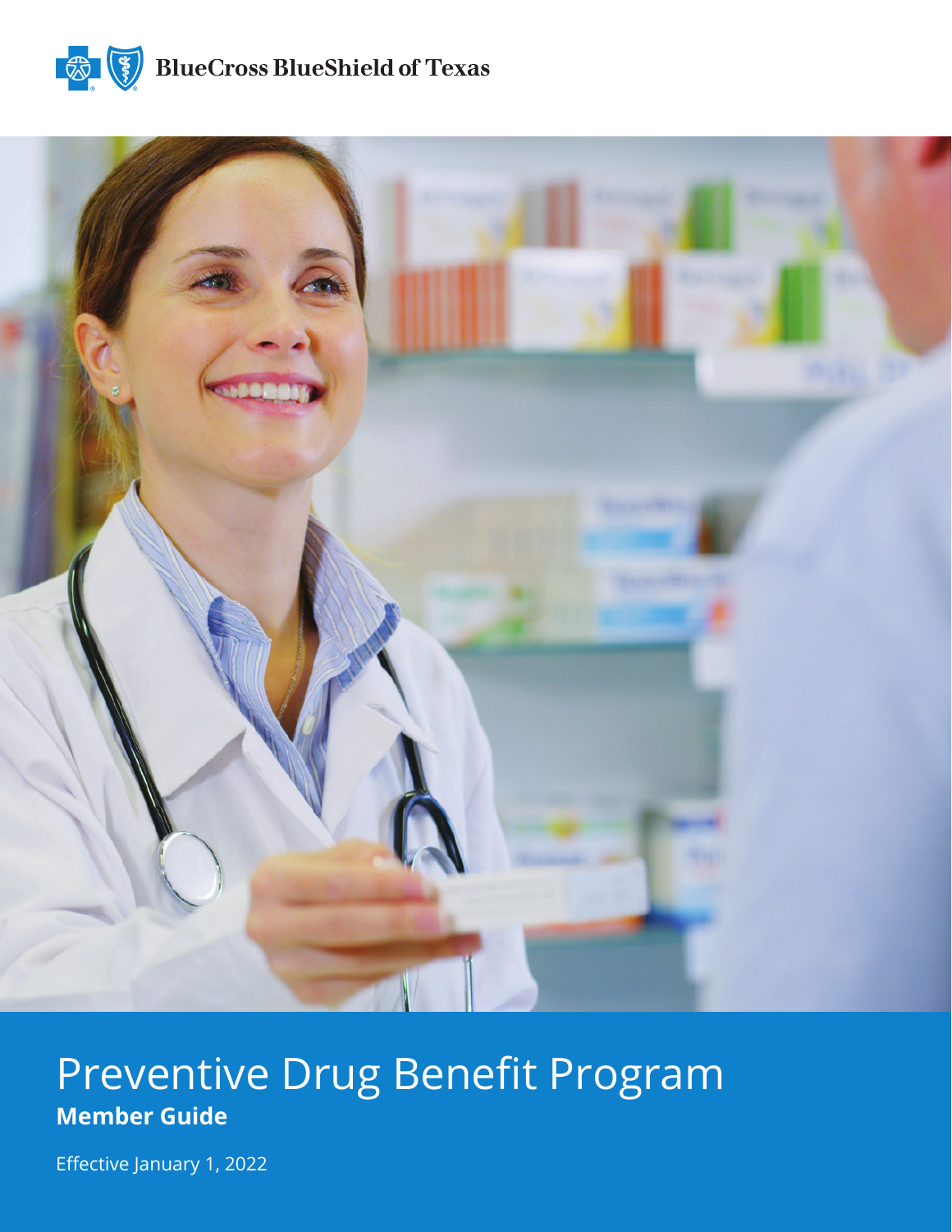BlueCross BlueShield of Texas

# Preventive Drug Benefit Program

**Member Guide**

Effective January 1, 2022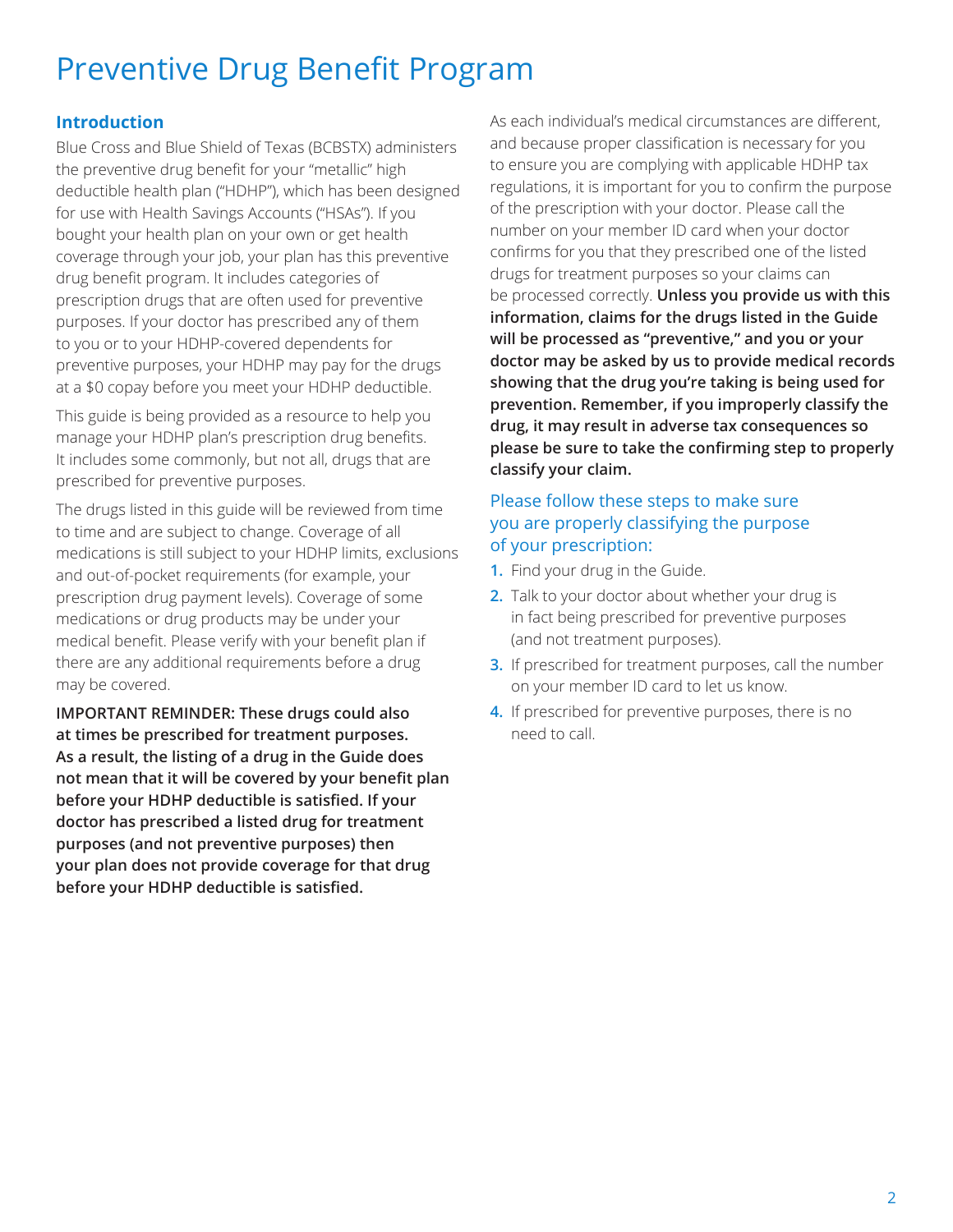# Preventive Drug Benefit Program

## Introduction

Blue Cross and Blue Shield of Texas (BCBSTX) administers the preventive drug benefit for your "metallic" high deductible health plan ("HDHP"), which has been designed for use with Health Savings Accounts ("HSAs"). If you bought your health plan on your own or get health coverage through your job, your plan has this preventive drug benefit program. It includes categories of prescription drugs that are often used for preventive purposes. If your doctor has prescribed any of them to you or to your HDHP-covered dependents for preventive purposes, your HDHP may pay for the drugs at a $0 copay before you meet your HDHP deductible.

This guide is being provided as a resource to help you manage your HDHP plan's prescription drug benefits. It includes some commonly, but not all, drugs that are prescribed for preventive purposes.

The drugs listed in this guide will be reviewed from time to time and are subject to change. Coverage of all medications is still subject to your HDHP limits, exclusions and out-of-pocket requirements (for example, your prescription drug payment levels). Coverage of some medications or drug products may be under your medical benefit. Please verify with your benefit plan if there are any additional requirements before a drug may be covered.

**IMPORTANT REMINDER: These drugs could also at times be prescribed for treatment purposes. As a result, the listing of a drug in the Guide does not mean that it will be covered by your benefit plan before your HDHP deductible is satisfied. If your doctor has prescribed a listed drug for treatment purposes (and not preventive purposes) then your plan does not provide coverage for that drug before your HDHP deductible is satisfied.**

As each individual's medical circumstances are different, and because proper classification is necessary for you to ensure you are complying with applicable HDHP tax regulations, it is important for you to confirm the purpose of the prescription with your doctor. Please call the number on your member ID card when your doctor confirms for you that they prescribed one of the listed drugs for treatment purposes so your claims can be processed correctly. **Unless you provide us with this information, claims for the drugs listed in the Guide will be processed as "preventive," and you or your doctor may be asked by us to provide medical records showing that the drug you're taking is being used for prevention. Remember, if you improperly classify the drug, it may result in adverse tax consequences so please be sure to take the confirming step to properly classify your claim.**

### Please follow these steps to make sure you are properly classifying the purpose of your prescription:

1. Find your drug in the Guide.
2. Talk to your doctor about whether your drug is in fact being prescribed for preventive purposes (and not treatment purposes).
3. If prescribed for treatment purposes, call the number on your member ID card to let us know.
4. If prescribed for preventive purposes, there is no need to call.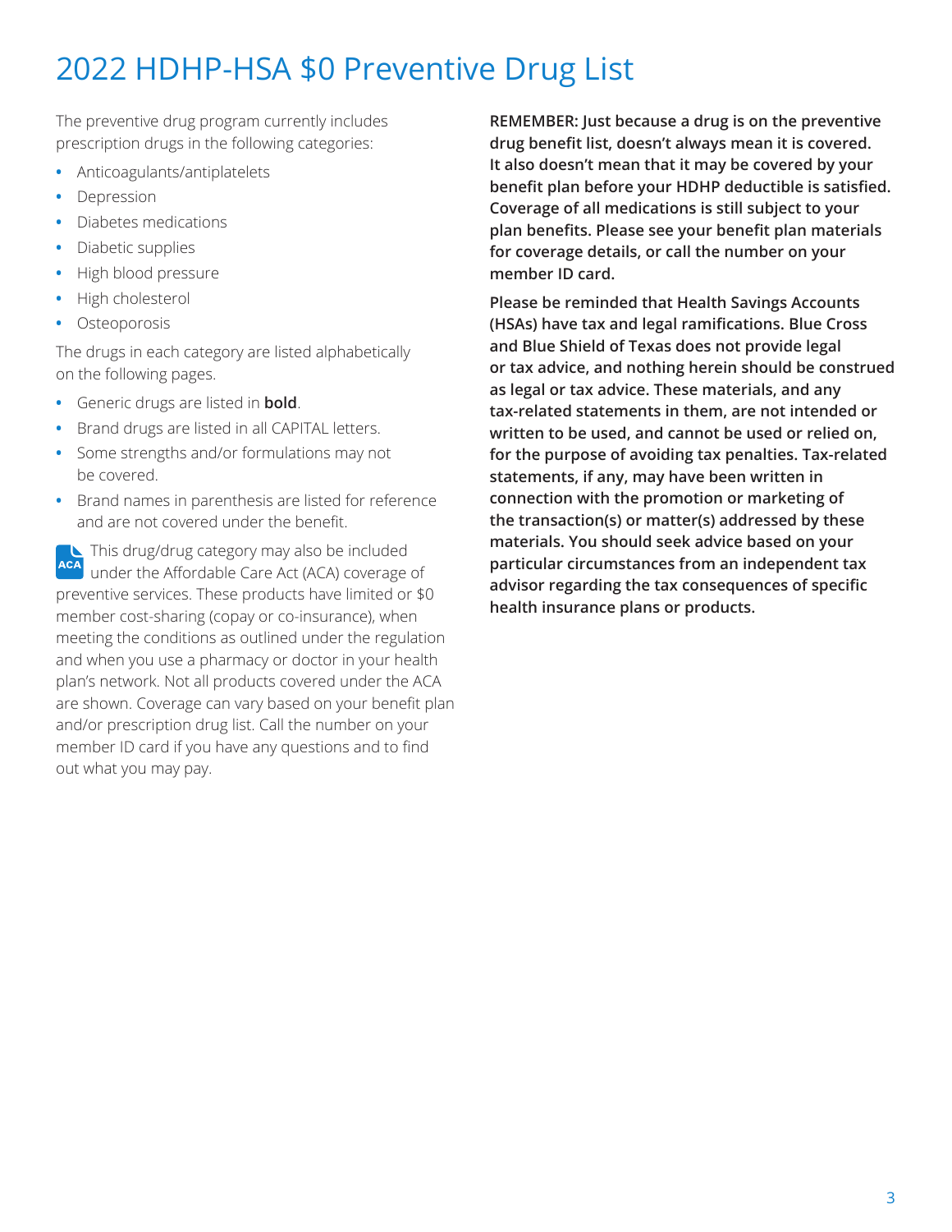# 2022 HDHP-HSA $0 Preventive Drug List

The preventive drug program currently includes prescription drugs in the following categories:

- Anticoagulants/antiplatelets
- Depression
- Diabetes medications
- Diabetic supplies
- High blood pressure
- High cholesterol
- Osteoporosis

The drugs in each category are listed alphabetically on the following pages.

- Generic drugs are listed in **bold**.
- Brand drugs are listed in all CAPITAL letters.
- Some strengths and/or formulations may not be covered.
- Brand names in parenthesis are listed for reference and are not covered under the benefit.

ACA This drug/drug category may also be included under the Affordable Care Act (ACA) coverage of preventive services. These products have limited or $0 member cost-sharing (copay or co-insurance), when meeting the conditions as outlined under the regulation and when you use a pharmacy or doctor in your health plan's network. Not all products covered under the ACA are shown. Coverage can vary based on your benefit plan and/or prescription drug list. Call the number on your member ID card if you have any questions and to find out what you may pay.

**REMEMBER: Just because a drug is on the preventive drug benefit list, doesn't always mean it is covered. It also doesn't mean that it may be covered by your benefit plan before your HDHP deductible is satisfied. Coverage of all medications is still subject to your plan benefits. Please see your benefit plan materials for coverage details, or call the number on your member ID card.**

**Please be reminded that Health Savings Accounts (HSAs) have tax and legal ramifications. Blue Cross and Blue Shield of Texas does not provide legal or tax advice, and nothing herein should be construed as legal or tax advice. These materials, and any tax-related statements in them, are not intended or written to be used, and cannot be used or relied on, for the purpose of avoiding tax penalties. Tax-related statements, if any, may have been written in connection with the promotion or marketing of the transaction(s) or matter(s) addressed by these materials. You should seek advice based on your particular circumstances from an independent tax advisor regarding the tax consequences of specific health insurance plans or products.**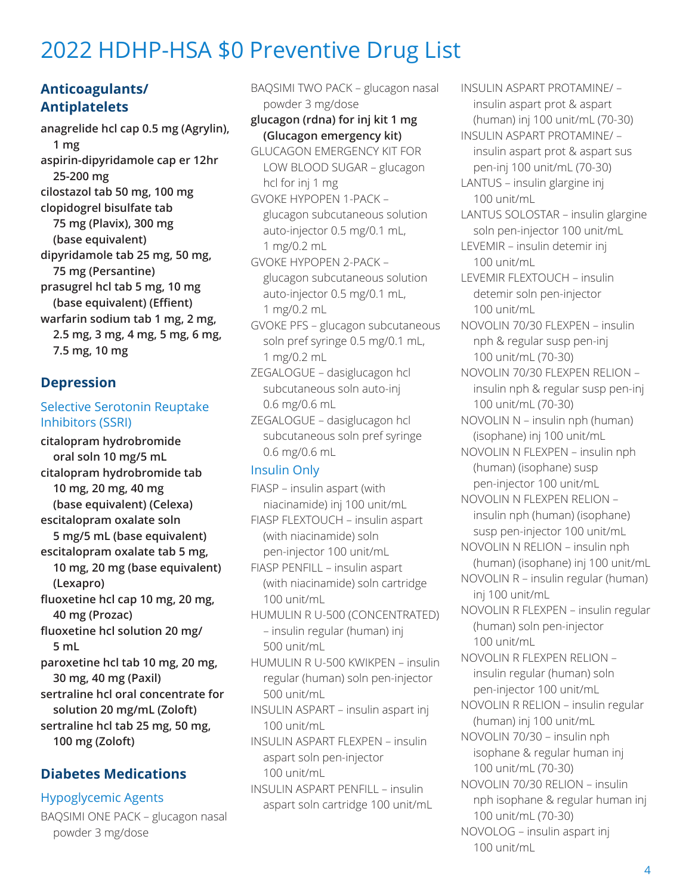# 2022 HDHP-HSA $0 Preventive Drug List

## Anticoagulants/ Antiplatelets

**anagrelide hcl cap 0.5 mg (Agrylin), 1 mg**
**aspirin-dipyridamole cap er 12hr 25-200 mg**
**cilostazol tab 50 mg, 100 mg**
**clopidogrel bisulfate tab 75 mg (Plavix), 300 mg (base equivalent)**
**dipyridamole tab 25 mg, 50 mg, 75 mg (Persantine)**
**prasugrel hcl tab 5 mg, 10 mg (base equivalent) (Effient)**
**warfarin sodium tab 1 mg, 2 mg, 2.5 mg, 3 mg, 4 mg, 5 mg, 6 mg, 7.5 mg, 10 mg**

## Depression

### Selective Serotonin Reuptake Inhibitors (SSRI)

**citalopram hydrobromide oral soln 10 mg/5 mL**
**citalopram hydrobromide tab 10 mg, 20 mg, 40 mg (base equivalent) (Celexa)**
**escitalopram oxalate soln 5 mg/5 mL (base equivalent)**
**escitalopram oxalate tab 5 mg, 10 mg, 20 mg (base equivalent) (Lexapro)**
**fluoxetine hcl cap 10 mg, 20 mg, 40 mg (Prozac)**
**fluoxetine hcl solution 20 mg/ 5 mL**
**paroxetine hcl tab 10 mg, 20 mg, 30 mg, 40 mg (Paxil)**
**sertraline hcl oral concentrate for solution 20 mg/mL (Zoloft)**
**sertraline hcl tab 25 mg, 50 mg, 100 mg (Zoloft)**

## Diabetes Medications

### Hypoglycemic Agents

BAQSIMI ONE PACK – glucagon nasal powder 3 mg/dose
BAQSIMI TWO PACK – glucagon nasal powder 3 mg/dose
**glucagon (rdna) for inj kit 1 mg (Glucagon emergency kit)**
GLUCAGON EMERGENCY KIT FOR LOW BLOOD SUGAR – glucagon hcl for inj 1 mg
GVOKE HYPOPEN 1-PACK – glucagon subcutaneous solution auto-injector 0.5 mg/0.1 mL, 1 mg/0.2 mL
GVOKE HYPOPEN 2-PACK – glucagon subcutaneous solution auto-injector 0.5 mg/0.1 mL, 1 mg/0.2 mL
GVOKE PFS – glucagon subcutaneous soln pref syringe 0.5 mg/0.1 mL, 1 mg/0.2 mL
ZEGALOGUE – dasiglucagon hcl subcutaneous soln auto-inj 0.6 mg/0.6 mL
ZEGALOGUE – dasiglucagon hcl subcutaneous soln pref syringe 0.6 mg/0.6 mL

### Insulin Only

FIASP – insulin aspart (with niacinamide) inj 100 unit/mL
FIASP FLEXTOUCH – insulin aspart (with niacinamide) soln pen-injector 100 unit/mL
FIASP PENFILL – insulin aspart (with niacinamide) soln cartridge 100 unit/mL
HUMULIN R U-500 (CONCENTRATED) – insulin regular (human) inj 500 unit/mL
HUMULIN R U-500 KWIKPEN – insulin regular (human) soln pen-injector 500 unit/mL
INSULIN ASPART – insulin aspart inj 100 unit/mL
INSULIN ASPART FLEXPEN – insulin aspart soln pen-injector 100 unit/mL
INSULIN ASPART PENFILL – insulin aspart soln cartridge 100 unit/mL
INSULIN ASPART PROTAMINE/ – insulin aspart prot & aspart (human) inj 100 unit/mL (70-30)
INSULIN ASPART PROTAMINE/ – insulin aspart prot & aspart sus pen-inj 100 unit/mL (70-30)
LANTUS – insulin glargine inj 100 unit/mL
LANTUS SOLOSTAR – insulin glargine soln pen-injector 100 unit/mL
LEVEMIR – insulin detemir inj 100 unit/mL
LEVEMIR FLEXTOUCH – insulin detemir soln pen-injector 100 unit/mL
NOVOLIN 70/30 FLEXPEN – insulin nph & regular susp pen-inj 100 unit/mL (70-30)
NOVOLIN 70/30 FLEXPEN RELION – insulin nph & regular susp pen-inj 100 unit/mL (70-30)
NOVOLIN N – insulin nph (human) (isophane) inj 100 unit/mL
NOVOLIN N FLEXPEN – insulin nph (human) (isophane) susp pen-injector 100 unit/mL
NOVOLIN N FLEXPEN RELION – insulin nph (human) (isophane) susp pen-injector 100 unit/mL
NOVOLIN N RELION – insulin nph (human) (isophane) inj 100 unit/mL
NOVOLIN R – insulin regular (human) inj 100 unit/mL
NOVOLIN R FLEXPEN – insulin regular (human) soln pen-injector 100 unit/mL
NOVOLIN R FLEXPEN RELION – insulin regular (human) soln pen-injector 100 unit/mL
NOVOLIN R RELION – insulin regular (human) inj 100 unit/mL
NOVOLIN 70/30 – insulin nph isophane & regular human inj 100 unit/mL (70-30)
NOVOLIN 70/30 RELION – insulin nph isophane & regular human inj 100 unit/mL (70-30)
NOVOLOG – insulin aspart inj 100 unit/mL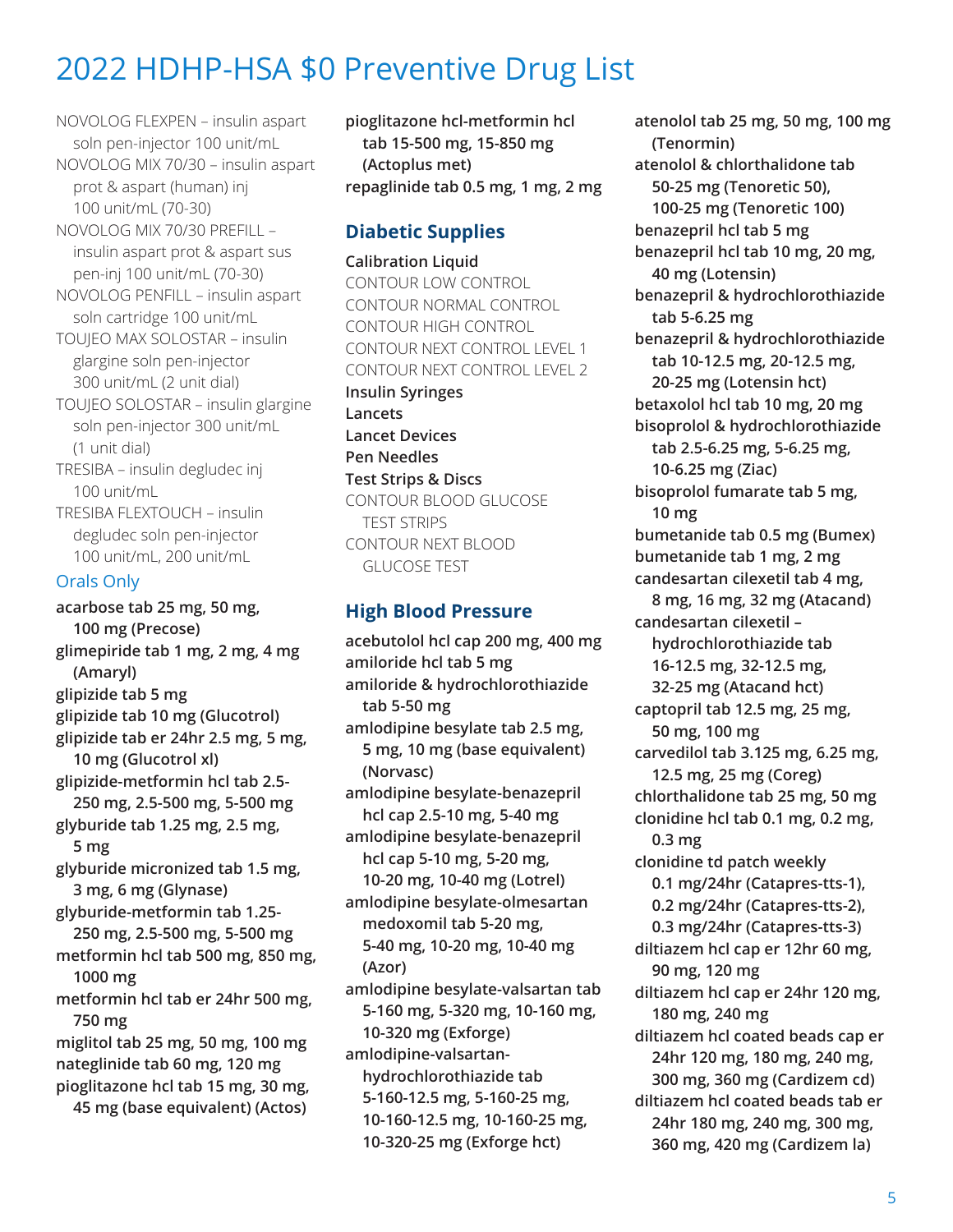# 2022 HDHP-HSA $0 Preventive Drug List

NOVOLOG FLEXPEN – insulin aspart soln pen-injector 100 unit/mL
NOVOLOG MIX 70/30 – insulin aspart prot & aspart (human) inj 100 unit/mL (70-30)
NOVOLOG MIX 70/30 PREFILL – insulin aspart prot & aspart sus pen-inj 100 unit/mL (70-30)
NOVOLOG PENFILL – insulin aspart soln cartridge 100 unit/mL
TOUJEO MAX SOLOSTAR – insulin glargine soln pen-injector 300 unit/mL (2 unit dial)
TOUJEO SOLOSTAR – insulin glargine soln pen-injector 300 unit/mL (1 unit dial)
TRESIBA – insulin degludec inj 100 unit/mL
TRESIBA FLEXTOUCH – insulin degludec soln pen-injector 100 unit/mL, 200 unit/mL

### Orals Only

**acarbose tab 25 mg, 50 mg, 100 mg (Precose)**
**glimepiride tab 1 mg, 2 mg, 4 mg (Amaryl)**
**glipizide tab 5 mg**
**glipizide tab 10 mg (Glucotrol)**
**glipizide tab er 24hr 2.5 mg, 5 mg, 10 mg (Glucotrol xl)**
**glipizide-metformin hcl tab 2.5-250 mg, 2.5-500 mg, 5-500 mg**
**glyburide tab 1.25 mg, 2.5 mg, 5 mg**
**glyburide micronized tab 1.5 mg, 3 mg, 6 mg (Glynase)**
**glyburide-metformin tab 1.25-250 mg, 2.5-500 mg, 5-500 mg**
**metformin hcl tab 500 mg, 850 mg, 1000 mg**
**metformin hcl tab er 24hr 500 mg, 750 mg**
**miglitol tab 25 mg, 50 mg, 100 mg**
**nateglinide tab 60 mg, 120 mg**
**pioglitazone hcl tab 15 mg, 30 mg, 45 mg (base equivalent) (Actos)**
**pioglitazone hcl-metformin hcl tab 15-500 mg, 15-850 mg (Actoplus met)**
**repaglinide tab 0.5 mg, 1 mg, 2 mg**

## Diabetic Supplies

**Calibration Liquid**
CONTOUR LOW CONTROL
CONTOUR NORMAL CONTROL
CONTOUR HIGH CONTROL
CONTOUR NEXT CONTROL LEVEL 1
CONTOUR NEXT CONTROL LEVEL 2
**Insulin Syringes**
**Lancets**
**Lancet Devices**
**Pen Needles**
**Test Strips & Discs**
CONTOUR BLOOD GLUCOSE TEST STRIPS
CONTOUR NEXT BLOOD GLUCOSE TEST

## High Blood Pressure

**acebutolol hcl cap 200 mg, 400 mg**
**amiloride hcl tab 5 mg**
**amiloride & hydrochlorothiazide tab 5-50 mg**
**amlodipine besylate tab 2.5 mg, 5 mg, 10 mg (base equivalent) (Norvasc)**
**amlodipine besylate-benazepril hcl cap 2.5-10 mg, 5-40 mg**
**amlodipine besylate-benazepril hcl cap 5-10 mg, 5-20 mg, 10-20 mg, 10-40 mg (Lotrel)**
**amlodipine besylate-olmesartan medoxomil tab 5-20 mg, 5-40 mg, 10-20 mg, 10-40 mg (Azor)**
**amlodipine besylate-valsartan tab 5-160 mg, 5-320 mg, 10-160 mg, 10-320 mg (Exforge)**
**amlodipine-valsartan-hydrochlorothiazide tab 5-160-12.5 mg, 5-160-25 mg, 10-160-12.5 mg, 10-160-25 mg, 10-320-25 mg (Exforge hct)**
**atenolol tab 25 mg, 50 mg, 100 mg (Tenormin)**
**atenolol & chlorthalidone tab 50-25 mg (Tenoretic 50), 100-25 mg (Tenoretic 100)**
**benazepril hcl tab 5 mg**
**benazepril hcl tab 10 mg, 20 mg, 40 mg (Lotensin)**
**benazepril & hydrochlorothiazide tab 5-6.25 mg**
**benazepril & hydrochlorothiazide tab 10-12.5 mg, 20-12.5 mg, 20-25 mg (Lotensin hct)**
**betaxolol hcl tab 10 mg, 20 mg**
**bisoprolol & hydrochlorothiazide tab 2.5-6.25 mg, 5-6.25 mg, 10-6.25 mg (Ziac)**
**bisoprolol fumarate tab 5 mg, 10 mg**
**bumetanide tab 0.5 mg (Bumex)**
**bumetanide tab 1 mg, 2 mg**
**candesartan cilexetil tab 4 mg, 8 mg, 16 mg, 32 mg (Atacand)**
**candesartan cilexetil – hydrochlorothiazide tab 16-12.5 mg, 32-12.5 mg, 32-25 mg (Atacand hct)**
**captopril tab 12.5 mg, 25 mg, 50 mg, 100 mg**
**carvedilol tab 3.125 mg, 6.25 mg, 12.5 mg, 25 mg (Coreg)**
**chlorthalidone tab 25 mg, 50 mg**
**clonidine hcl tab 0.1 mg, 0.2 mg, 0.3 mg**
**clonidine td patch weekly 0.1 mg/24hr (Catapres-tts-1), 0.2 mg/24hr (Catapres-tts-2), 0.3 mg/24hr (Catapres-tts-3)**
**diltiazem hcl cap er 12hr 60 mg, 90 mg, 120 mg**
**diltiazem hcl cap er 24hr 120 mg, 180 mg, 240 mg**
**diltiazem hcl coated beads cap er 24hr 120 mg, 180 mg, 240 mg, 300 mg, 360 mg (Cardizem cd)**
**diltiazem hcl coated beads tab er 24hr 180 mg, 240 mg, 300 mg, 360 mg, 420 mg (Cardizem la)**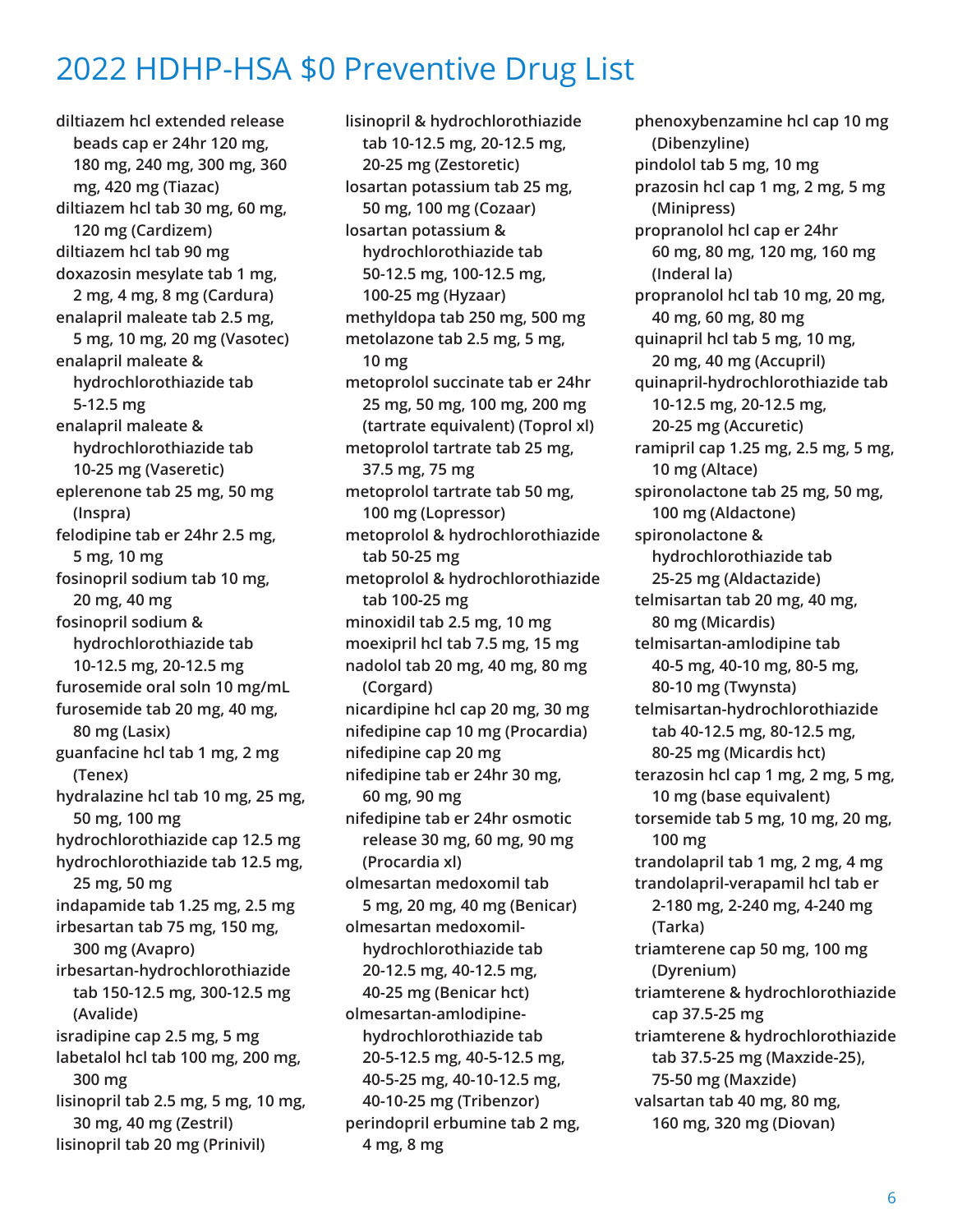# 2022 HDHP-HSA $0 Preventive Drug List

**diltiazem hcl extended release beads cap er 24hr 120 mg, 180 mg, 240 mg, 300 mg, 360 mg, 420 mg (Tiazac)**

**diltiazem hcl tab 30 mg, 60 mg, 120 mg (Cardizem)**

**diltiazem hcl tab 90 mg**

**doxazosin mesylate tab 1 mg, 2 mg, 4 mg, 8 mg (Cardura)**

**enalapril maleate tab 2.5 mg, 5 mg, 10 mg, 20 mg (Vasotec)**

**enalapril maleate & hydrochlorothiazide tab 5-12.5 mg**

**enalapril maleate & hydrochlorothiazide tab 10-25 mg (Vaseretic)**

**eplerenone tab 25 mg, 50 mg (Inspra)**

**felodipine tab er 24hr 2.5 mg, 5 mg, 10 mg**

**fosinopril sodium tab 10 mg, 20 mg, 40 mg**

**fosinopril sodium & hydrochlorothiazide tab 10-12.5 mg, 20-12.5 mg**

**furosemide oral soln 10 mg/mL**

**furosemide tab 20 mg, 40 mg, 80 mg (Lasix)**

**guanfacine hcl tab 1 mg, 2 mg (Tenex)**

**hydralazine hcl tab 10 mg, 25 mg, 50 mg, 100 mg**

**hydrochlorothiazide cap 12.5 mg**

**hydrochlorothiazide tab 12.5 mg, 25 mg, 50 mg**

**indapamide tab 1.25 mg, 2.5 mg**

**irbesartan tab 75 mg, 150 mg, 300 mg (Avapro)**

**irbesartan-hydrochlorothiazide tab 150-12.5 mg, 300-12.5 mg (Avalide)**

**isradipine cap 2.5 mg, 5 mg**

**labetalol hcl tab 100 mg, 200 mg, 300 mg**

**lisinopril tab 2.5 mg, 5 mg, 10 mg, 30 mg, 40 mg (Zestril)**

**lisinopril tab 20 mg (Prinivil)**

**lisinopril & hydrochlorothiazide tab 10-12.5 mg, 20-12.5 mg, 20-25 mg (Zestoretic)**

**losartan potassium tab 25 mg, 50 mg, 100 mg (Cozaar)**

**losartan potassium & hydrochlorothiazide tab 50-12.5 mg, 100-12.5 mg, 100-25 mg (Hyzaar)**

**methyldopa tab 250 mg, 500 mg**

**metolazone tab 2.5 mg, 5 mg, 10 mg**

**metoprolol succinate tab er 24hr 25 mg, 50 mg, 100 mg, 200 mg (tartrate equivalent) (Toprol xl)**

**metoprolol tartrate tab 25 mg, 37.5 mg, 75 mg**

**metoprolol tartrate tab 50 mg, 100 mg (Lopressor)**

**metoprolol & hydrochlorothiazide tab 50-25 mg**

**metoprolol & hydrochlorothiazide tab 100-25 mg**

**minoxidil tab 2.5 mg, 10 mg**

**moexipril hcl tab 7.5 mg, 15 mg**

**nadolol tab 20 mg, 40 mg, 80 mg (Corgard)**

**nicardipine hcl cap 20 mg, 30 mg**

**nifedipine cap 10 mg (Procardia)**

**nifedipine cap 20 mg**

**nifedipine tab er 24hr 30 mg, 60 mg, 90 mg**

**nifedipine tab er 24hr osmotic release 30 mg, 60 mg, 90 mg (Procardia xl)**

**olmesartan medoxomil tab 5 mg, 20 mg, 40 mg (Benicar)**

**olmesartan medoxomil-hydrochlorothiazide tab 20-12.5 mg, 40-12.5 mg, 40-25 mg (Benicar hct)**

**olmesartan-amlodipine-hydrochlorothiazide tab 20-5-12.5 mg, 40-5-12.5 mg, 40-5-25 mg, 40-10-12.5 mg, 40-10-25 mg (Tribenzor)**

**perindopril erbumine tab 2 mg, 4 mg, 8 mg**

**phenoxybenzamine hcl cap 10 mg (Dibenzyline)**

**pindolol tab 5 mg, 10 mg**

**prazosin hcl cap 1 mg, 2 mg, 5 mg (Minipress)**

**propranolol hcl cap er 24hr 60 mg, 80 mg, 120 mg, 160 mg (Inderal la)**

**propranolol hcl tab 10 mg, 20 mg, 40 mg, 60 mg, 80 mg**

**quinapril hcl tab 5 mg, 10 mg, 20 mg, 40 mg (Accupril)**

**quinapril-hydrochlorothiazide tab 10-12.5 mg, 20-12.5 mg, 20-25 mg (Accuretic)**

**ramipril cap 1.25 mg, 2.5 mg, 5 mg, 10 mg (Altace)**

**spironolactone tab 25 mg, 50 mg, 100 mg (Aldactone)**

**spironolactone & hydrochlorothiazide tab 25-25 mg (Aldactazide)**

**telmisartan tab 20 mg, 40 mg, 80 mg (Micardis)**

**telmisartan-amlodipine tab 40-5 mg, 40-10 mg, 80-5 mg, 80-10 mg (Twynsta)**

**telmisartan-hydrochlorothiazide tab 40-12.5 mg, 80-12.5 mg, 80-25 mg (Micardis hct)**

**terazosin hcl cap 1 mg, 2 mg, 5 mg, 10 mg (base equivalent)**

**torsemide tab 5 mg, 10 mg, 20 mg, 100 mg**

**trandolapril tab 1 mg, 2 mg, 4 mg**

**trandolapril-verapamil hcl tab er 2-180 mg, 2-240 mg, 4-240 mg (Tarka)**

**triamterene cap 50 mg, 100 mg (Dyrenium)**

**triamterene & hydrochlorothiazide cap 37.5-25 mg**

**triamterene & hydrochlorothiazide tab 37.5-25 mg (Maxzide-25), 75-50 mg (Maxzide)**

**valsartan tab 40 mg, 80 mg, 160 mg, 320 mg (Diovan)**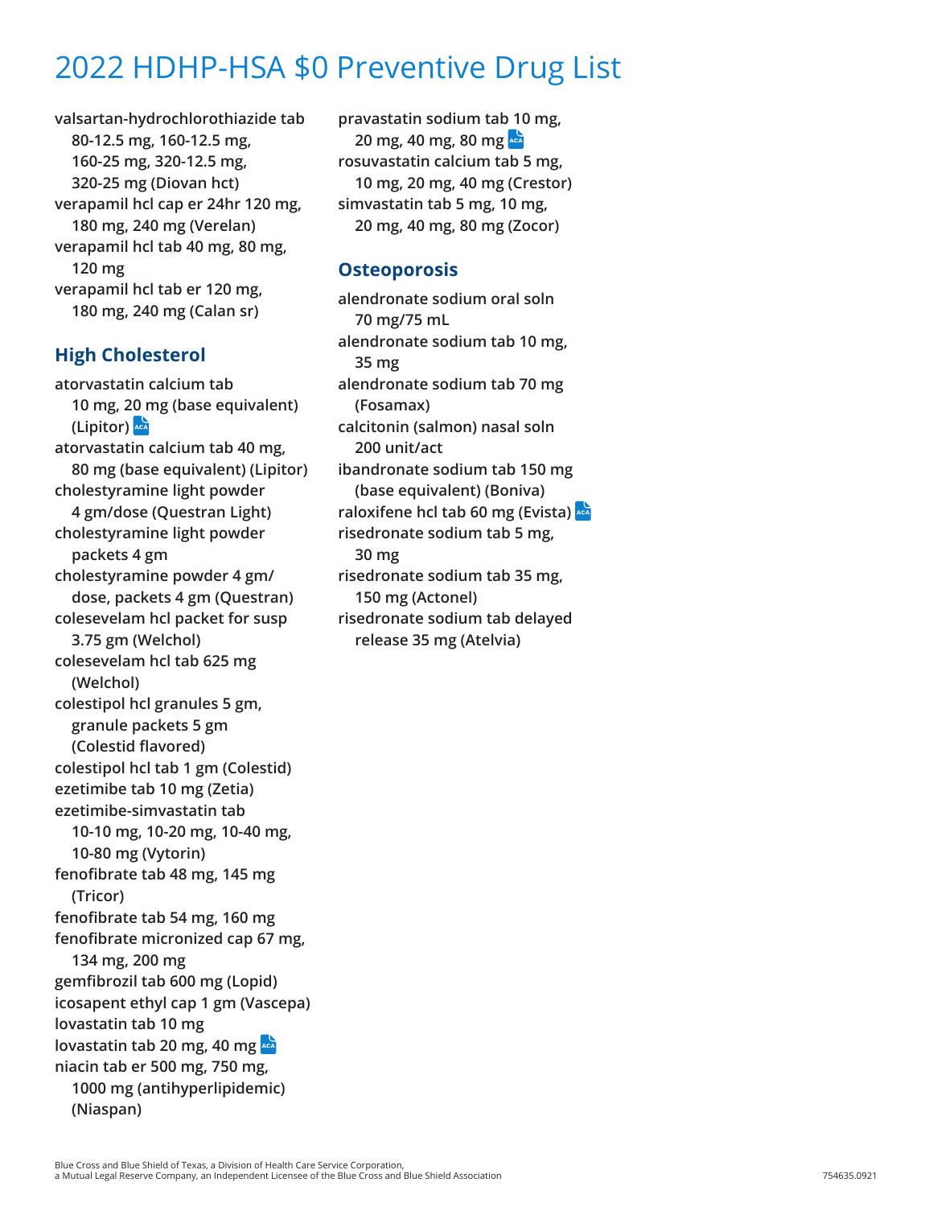# 2022 HDHP-HSA $0 Preventive Drug List

valsartan-hydrochlorothiazide tab 80-12.5 mg, 160-12.5 mg, 160-25 mg, 320-12.5 mg, 320-25 mg (Diovan hct)
verapamil hcl cap er 24hr 120 mg, 180 mg, 240 mg (Verelan)
verapamil hcl tab 40 mg, 80 mg, 120 mg
verapamil hcl tab er 120 mg, 180 mg, 240 mg (Calan sr)

## High Cholesterol

atorvastatin calcium tab 10 mg, 20 mg (base equivalent) (Lipitor) ACA
atorvastatin calcium tab 40 mg, 80 mg (base equivalent) (Lipitor)
cholestyramine light powder 4 gm/dose (Questran Light)
cholestyramine light powder packets 4 gm
cholestyramine powder 4 gm/dose, packets 4 gm (Questran)
colesevelam hcl packet for susp 3.75 gm (Welchol)
colesevelam hcl tab 625 mg (Welchol)
colestipol hcl granules 5 gm, granule packets 5 gm (Colestid flavored)
colestipol hcl tab 1 gm (Colestid)
ezetimibe tab 10 mg (Zetia)
ezetimibe-simvastatin tab 10-10 mg, 10-20 mg, 10-40 mg, 10-80 mg (Vytorin)
fenofibrate tab 48 mg, 145 mg (Tricor)
fenofibrate tab 54 mg, 160 mg
fenofibrate micronized cap 67 mg, 134 mg, 200 mg
gemfibrozil tab 600 mg (Lopid)
icosapent ethyl cap 1 gm (Vascepa)
lovastatin tab 10 mg
lovastatin tab 20 mg, 40 mg ACA
niacin tab er 500 mg, 750 mg, 1000 mg (antihyperlipidemic) (Niaspan)
pravastatin sodium tab 10 mg, 20 mg, 40 mg, 80 mg ACA
rosuvastatin calcium tab 5 mg, 10 mg, 20 mg, 40 mg (Crestor)
simvastatin tab 5 mg, 10 mg, 20 mg, 40 mg, 80 mg (Zocor)

## Osteoporosis

alendronate sodium oral soln 70 mg/75 mL
alendronate sodium tab 10 mg, 35 mg
alendronate sodium tab 70 mg (Fosamax)
calcitonin (salmon) nasal soln 200 unit/act
ibandronate sodium tab 150 mg (base equivalent) (Boniva)
raloxifene hcl tab 60 mg (Evista) ACA
risedronate sodium tab 5 mg, 30 mg
risedronate sodium tab 35 mg, 150 mg (Actonel)
risedronate sodium tab delayed release 35 mg (Atelvia)

Blue Cross and Blue Shield of Texas, a Division of Health Care Service Corporation,
a Mutual Legal Reserve Company, an Independent Licensee of the Blue Cross and Blue Shield Association

754635.0921